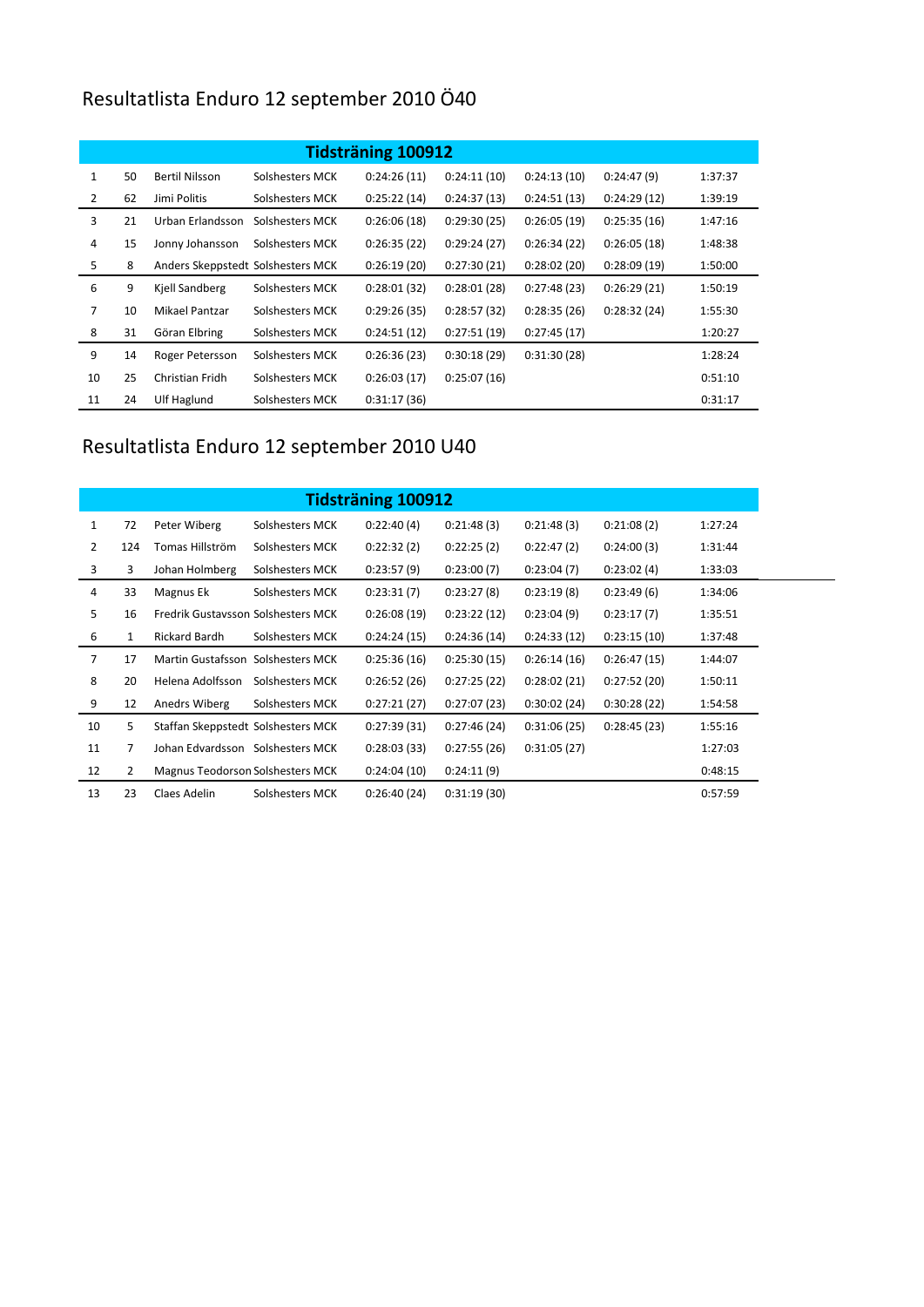# Resultatlista Enduro 12 september 2010 Ö40

| Tidsträning 100912 | | | | | | | | |
|---|---|---|---|---|---|---|---|---|
| 1 | 50 | Bertil Nilsson | Solshesters MCK | 0:24:26 (11) | 0:24:11 (10) | 0:24:13 (10) | 0:24:47 (9) | 1:37:37 |
| 2 | 62 | Jimi Politis | Solshesters MCK | 0:25:22 (14) | 0:24:37 (13) | 0:24:51 (13) | 0:24:29 (12) | 1:39:19 |
| 3 | 21 | Urban Erlandsson | Solshesters MCK | 0:26:06 (18) | 0:29:30 (25) | 0:26:05 (19) | 0:25:35 (16) | 1:47:16 |
| 4 | 15 | Jonny Johansson | Solshesters MCK | 0:26:35 (22) | 0:29:24 (27) | 0:26:34 (22) | 0:26:05 (18) | 1:48:38 |
| 5 | 8 | Anders Skeppstedt | Solshesters MCK | 0:26:19 (20) | 0:27:30 (21) | 0:28:02 (20) | 0:28:09 (19) | 1:50:00 |
| 6 | 9 | Kjell Sandberg | Solshesters MCK | 0:28:01 (32) | 0:28:01 (28) | 0:27:48 (23) | 0:26:29 (21) | 1:50:19 |
| 7 | 10 | Mikael Pantzar | Solshesters MCK | 0:29:26 (35) | 0:28:57 (32) | 0:28:35 (26) | 0:28:32 (24) | 1:55:30 |
| 8 | 31 | Göran Elbring | Solshesters MCK | 0:24:51 (12) | 0:27:51 (19) | 0:27:45 (17) | | 1:20:27 |
| 9 | 14 | Roger Petersson | Solshesters MCK | 0:26:36 (23) | 0:30:18 (29) | 0:31:30 (28) | | 1:28:24 |
| 10 | 25 | Christian Fridh | Solshesters MCK | 0:26:03 (17) | 0:25:07 (16) | | | 0:51:10 |
| 11 | 24 | Ulf Haglund | Solshesters MCK | 0:31:17 (36) | | | | 0:31:17 |

# Resultatlista Enduro 12 september 2010 U40

| Tidsträning 100912 | | | | | | | | |
|---|---|---|---|---|---|---|---|---|
| 1 | 72 | Peter Wiberg | Solshesters MCK | 0:22:40 (4) | 0:21:48 (3) | 0:21:48 (3) | 0:21:08 (2) | 1:27:24 |
| 2 | 124 | Tomas Hillström | Solshesters MCK | 0:22:32 (2) | 0:22:25 (2) | 0:22:47 (2) | 0:24:00 (3) | 1:31:44 |
| 3 | 3 | Johan Holmberg | Solshesters MCK | 0:23:57 (9) | 0:23:00 (7) | 0:23:04 (7) | 0:23:02 (4) | 1:33:03 |
| 4 | 33 | Magnus Ek | Solshesters MCK | 0:23:31 (7) | 0:23:27 (8) | 0:23:19 (8) | 0:23:49 (6) | 1:34:06 |
| 5 | 16 | Fredrik Gustavsson | Solshesters MCK | 0:26:08 (19) | 0:23:22 (12) | 0:23:04 (9) | 0:23:17 (7) | 1:35:51 |
| 6 | 1 | Rickard Bardh | Solshesters MCK | 0:24:24 (15) | 0:24:36 (14) | 0:24:33 (12) | 0:23:15 (10) | 1:37:48 |
| 7 | 17 | Martin Gustafsson | Solshesters MCK | 0:25:36 (16) | 0:25:30 (15) | 0:26:14 (16) | 0:26:47 (15) | 1:44:07 |
| 8 | 20 | Helena Adolfsson | Solshesters MCK | 0:26:52 (26) | 0:27:25 (22) | 0:28:02 (21) | 0:27:52 (20) | 1:50:11 |
| 9 | 12 | Anedrs Wiberg | Solshesters MCK | 0:27:21 (27) | 0:27:07 (23) | 0:30:02 (24) | 0:30:28 (22) | 1:54:58 |
| 10 | 5 | Staffan Skeppstedt | Solshesters MCK | 0:27:39 (31) | 0:27:46 (24) | 0:31:06 (25) | 0:28:45 (23) | 1:55:16 |
| 11 | 7 | Johan Edvardsson | Solshesters MCK | 0:28:03 (33) | 0:27:55 (26) | 0:31:05 (27) | | 1:27:03 |
| 12 | 2 | Magnus Teodorson | Solshesters MCK | 0:24:04 (10) | 0:24:11 (9) | | | 0:48:15 |
| 13 | 23 | Claes Adelin | Solshesters MCK | 0:26:40 (24) | 0:31:19 (30) | | | 0:57:59 |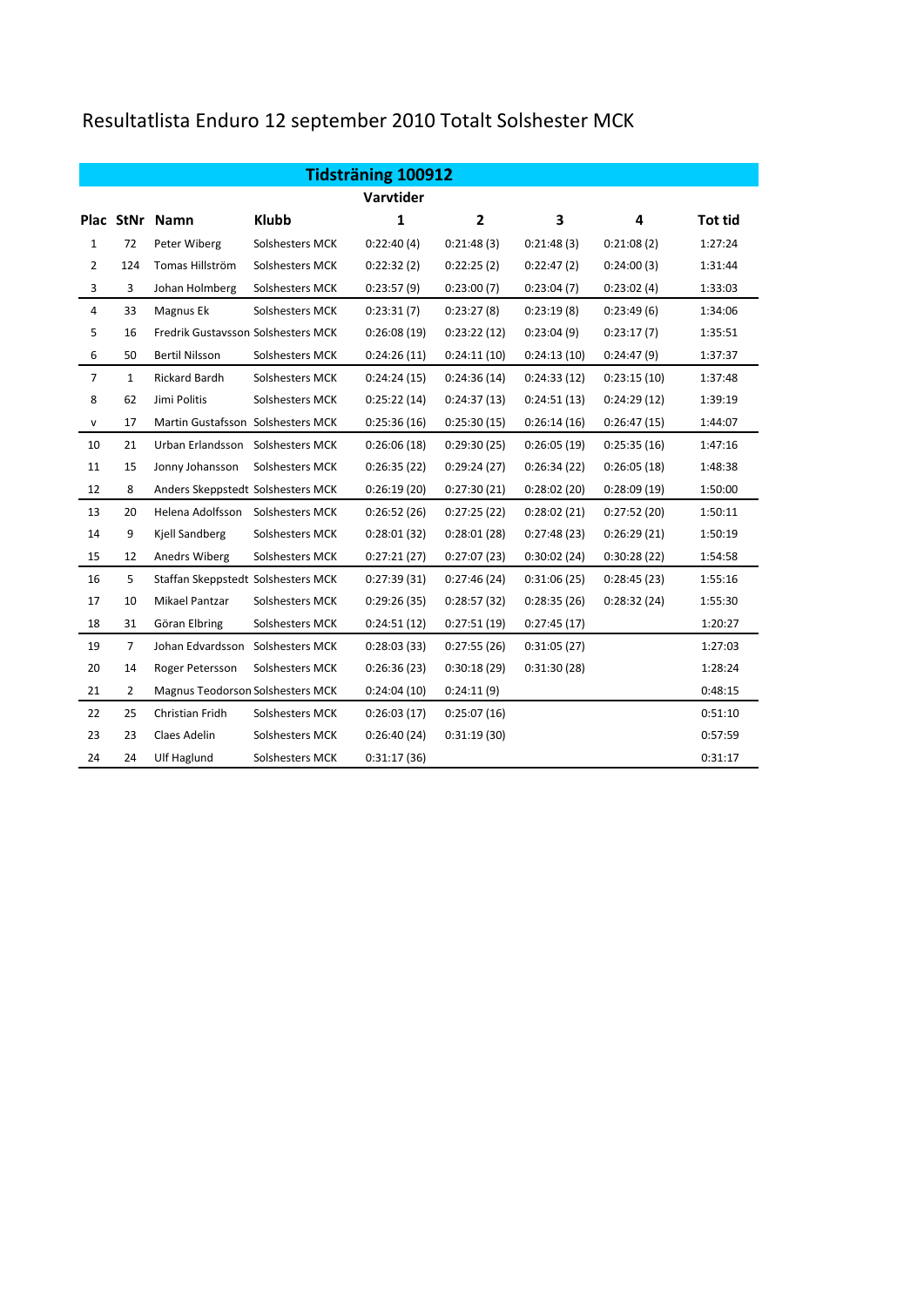# Resultatlista Enduro 12 september 2010 Totalt Solshester MCK

| Tidsträning 100912 | | | | | | | | |
|---|---|---|---|---|---|---|---|---|
| | | | | Varvtider | | | | |
| Plac | StNr | Namn | Klubb | 1 | 2 | 3 | 4 | Tot tid |
| 1 | 72 | Peter Wiberg | Solshesters MCK | 0:22:40 (4) | 0:21:48 (3) | 0:21:48 (3) | 0:21:08 (2) | 1:27:24 |
| 2 | 124 | Tomas Hillström | Solshesters MCK | 0:22:32 (2) | 0:22:25 (2) | 0:22:47 (2) | 0:24:00 (3) | 1:31:44 |
| 3 | 3 | Johan Holmberg | Solshesters MCK | 0:23:57 (9) | 0:23:00 (7) | 0:23:04 (7) | 0:23:02 (4) | 1:33:03 |
| 4 | 33 | Magnus Ek | Solshesters MCK | 0:23:31 (7) | 0:23:27 (8) | 0:23:19 (8) | 0:23:49 (6) | 1:34:06 |
| 5 | 16 | Fredrik Gustavsson | Solshesters MCK | 0:26:08 (19) | 0:23:22 (12) | 0:23:04 (9) | 0:23:17 (7) | 1:35:51 |
| 6 | 50 | Bertil Nilsson | Solshesters MCK | 0:24:26 (11) | 0:24:11 (10) | 0:24:13 (10) | 0:24:47 (9) | 1:37:37 |
| 7 | 1 | Rickard Bardh | Solshesters MCK | 0:24:24 (15) | 0:24:36 (14) | 0:24:33 (12) | 0:23:15 (10) | 1:37:48 |
| 8 | 62 | Jimi Politis | Solshesters MCK | 0:25:22 (14) | 0:24:37 (13) | 0:24:51 (13) | 0:24:29 (12) | 1:39:19 |
| v | 17 | Martin Gustafsson | Solshesters MCK | 0:25:36 (16) | 0:25:30 (15) | 0:26:14 (16) | 0:26:47 (15) | 1:44:07 |
| 10 | 21 | Urban Erlandsson | Solshesters MCK | 0:26:06 (18) | 0:29:30 (25) | 0:26:05 (19) | 0:25:35 (16) | 1:47:16 |
| 11 | 15 | Jonny Johansson | Solshesters MCK | 0:26:35 (22) | 0:29:24 (27) | 0:26:34 (22) | 0:26:05 (18) | 1:48:38 |
| 12 | 8 | Anders Skeppstedt | Solshesters MCK | 0:26:19 (20) | 0:27:30 (21) | 0:28:02 (20) | 0:28:09 (19) | 1:50:00 |
| 13 | 20 | Helena Adolfsson | Solshesters MCK | 0:26:52 (26) | 0:27:25 (22) | 0:28:02 (21) | 0:27:52 (20) | 1:50:11 |
| 14 | 9 | Kjell Sandberg | Solshesters MCK | 0:28:01 (32) | 0:28:01 (28) | 0:27:48 (23) | 0:26:29 (21) | 1:50:19 |
| 15 | 12 | Anedrs Wiberg | Solshesters MCK | 0:27:21 (27) | 0:27:07 (23) | 0:30:02 (24) | 0:30:28 (22) | 1:54:58 |
| 16 | 5 | Staffan Skeppstedt | Solshesters MCK | 0:27:39 (31) | 0:27:46 (24) | 0:31:06 (25) | 0:28:45 (23) | 1:55:16 |
| 17 | 10 | Mikael Pantzar | Solshesters MCK | 0:29:26 (35) | 0:28:57 (32) | 0:28:35 (26) | 0:28:32 (24) | 1:55:30 |
| 18 | 31 | Göran Elbring | Solshesters MCK | 0:24:51 (12) | 0:27:51 (19) | 0:27:45 (17) | | 1:20:27 |
| 19 | 7 | Johan Edvardsson | Solshesters MCK | 0:28:03 (33) | 0:27:55 (26) | 0:31:05 (27) | | 1:27:03 |
| 20 | 14 | Roger Petersson | Solshesters MCK | 0:26:36 (23) | 0:30:18 (29) | 0:31:30 (28) | | 1:28:24 |
| 21 | 2 | Magnus Teodorson | Solshesters MCK | 0:24:04 (10) | 0:24:11 (9) | | | 0:48:15 |
| 22 | 25 | Christian Fridh | Solshesters MCK | 0:26:03 (17) | 0:25:07 (16) | | | 0:51:10 |
| 23 | 23 | Claes Adelin | Solshesters MCK | 0:26:40 (24) | 0:31:19 (30) | | | 0:57:59 |
| 24 | 24 | Ulf Haglund | Solshesters MCK | 0:31:17 (36) | | | | 0:31:17 |